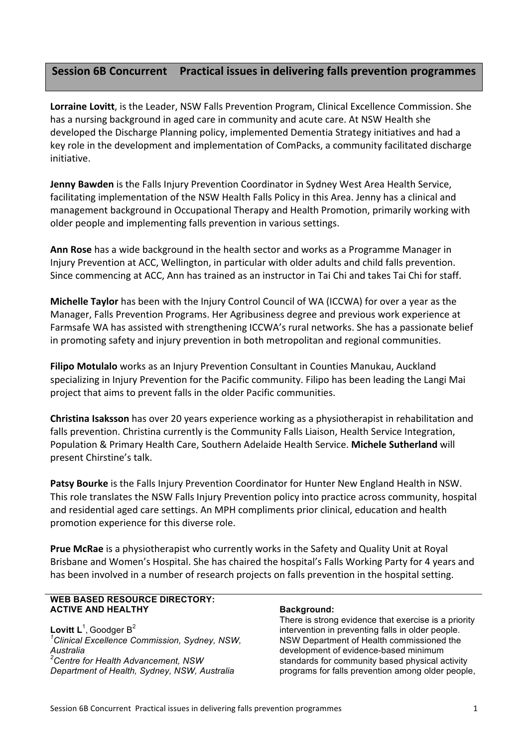## Session 6B Concurrent Practical issues in delivering falls prevention programmes

**Lorraine Lovitt**, is the Leader, NSW Falls Prevention Program, Clinical Excellence Commission. She has a nursing background in aged care in community and acute care. At NSW Health she developed the Discharge Planning policy, implemented Dementia Strategy initiatives and had a key role in the development and implementation of ComPacks, a community facilitated discharge initiative.

**Jenny Bawden** is the Falls Injury Prevention Coordinator in Sydney West Area Health Service, facilitating implementation of the NSW Health Falls Policy in this Area. Jenny has a clinical and management background in Occupational Therapy and Health Promotion, primarily working with older people and implementing falls prevention in various settings.

**Ann Rose** has a wide background in the health sector and works as a Programme Manager in Injury Prevention at ACC, Wellington, in particular with older adults and child falls prevention. Since commencing at ACC, Ann has trained as an instructor in Tai Chi and takes Tai Chi for staff.

**Michelle Taylor** has been with the Injury Control Council of WA (ICCWA) for over a year as the Manager, Falls Prevention Programs. Her Agribusiness degree and previous work experience at Farmsafe WA has assisted with strengthening ICCWA's rural networks. She has a passionate belief in promoting safety and injury prevention in both metropolitan and regional communities.

**Filipo Motulalo** works as an Injury Prevention Consultant in Counties Manukau, Auckland specializing in Injury Prevention for the Pacific community. Filipo has been leading the Langi Mai project that aims to prevent falls in the older Pacific communities.

**Christina Isaksson** has over 20 years experience working as a physiotherapist in rehabilitation and falls prevention. Christina currently is the Community Falls Liaison, Health Service Integration, Population & Primary Health Care, Southern Adelaide Health Service. **Michele Sutherland** will present Chirstine's talk.

**Patsy Bourke** is the Falls Injury Prevention Coordinator for Hunter New England Health in NSW. This role translates the NSW Falls Injury Prevention policy into practice across community, hospital and residential aged care settings. An MPH compliments prior clinical, education and health promotion experience for this diverse role.

**Prue McRae** is a physiotherapist who currently works in the Safety and Quality Unit at Royal Brisbane and Women's Hospital. She has chaired the hospital's Falls Working Party for 4 years and has been involved in a number of research projects on falls prevention in the hospital setting.

---

### WEB BASED RESOURCE DIRECTORY: ACTIVE AND HEALTHY

**Lovitt L**[1], Goodger B[2]

[1] *Clinical Excellence Commission, Sydney, NSW, Australia*

[2] *Centre for Health Advancement, NSW Department of Health, Sydney, NSW, Australia*

**Background:**

There is strong evidence that exercise is a priority intervention in preventing falls in older people. NSW Department of Health commissioned the development of evidence-based minimum standards for community based physical activity programs for falls prevention among older people,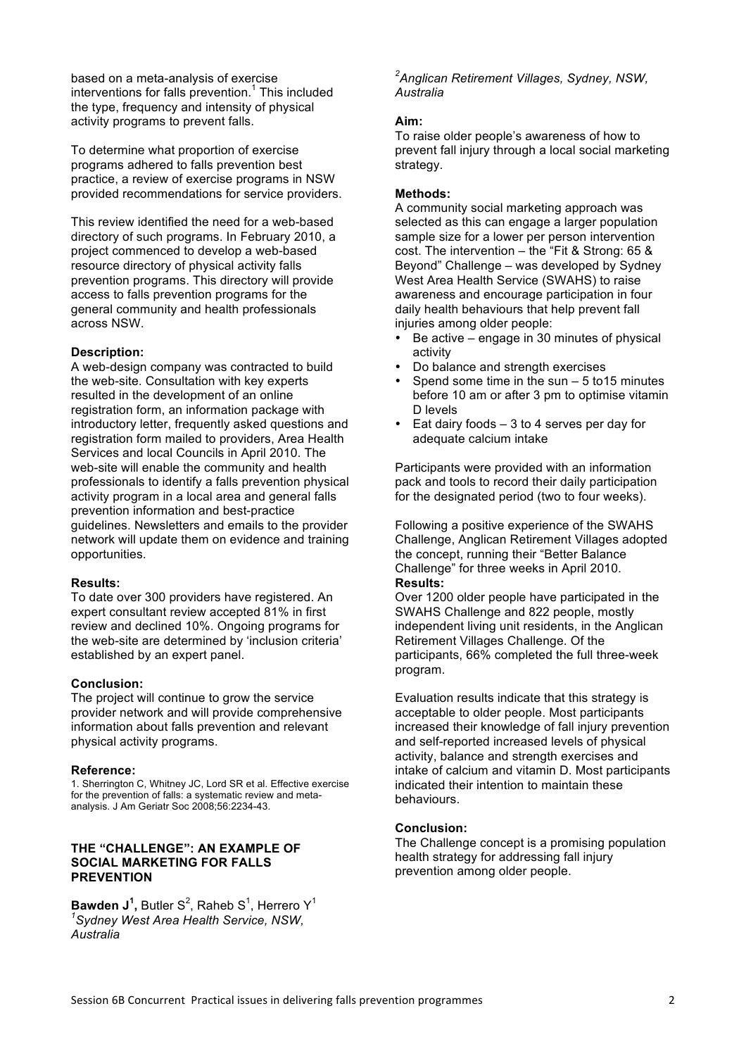based on a meta-analysis of exercise interventions for falls prevention.[1] This included the type, frequency and intensity of physical activity programs to prevent falls.

To determine what proportion of exercise programs adhered to falls prevention best practice, a review of exercise programs in NSW provided recommendations for service providers.

This review identified the need for a web-based directory of such programs. In February 2010, a project commenced to develop a web-based resource directory of physical activity falls prevention programs. This directory will provide access to falls prevention programs for the general community and health professionals across NSW.

**Description:**
A web-design company was contracted to build the web-site. Consultation with key experts resulted in the development of an online registration form, an information package with introductory letter, frequently asked questions and registration form mailed to providers, Area Health Services and local Councils in April 2010. The web-site will enable the community and health professionals to identify a falls prevention physical activity program in a local area and general falls prevention information and best-practice guidelines. Newsletters and emails to the provider network will update them on evidence and training opportunities.

**Results:**
To date over 300 providers have registered. An expert consultant review accepted 81% in first review and declined 10%. Ongoing programs for the web-site are determined by 'inclusion criteria' established by an expert panel.

**Conclusion:**
The project will continue to grow the service provider network and will provide comprehensive information about falls prevention and relevant physical activity programs.

**Reference:**
1. Sherrington C, Whitney JC, Lord SR et al. Effective exercise for the prevention of falls: a systematic review and meta-analysis. J Am Geriatr Soc 2008;56:2234-43.

## THE "CHALLENGE": AN EXAMPLE OF SOCIAL MARKETING FOR FALLS PREVENTION

**Bawden J[1]**, Butler S[2], Raheb S[1], Herrero Y[1]
*[1]Sydney West Area Health Service, NSW, Australia*
*[2]Anglican Retirement Villages, Sydney, NSW, Australia*

**Aim:**
To raise older people's awareness of how to prevent fall injury through a local social marketing strategy.

**Methods:**
A community social marketing approach was selected as this can engage a larger population sample size for a lower per person intervention cost. The intervention – the "Fit & Strong: 65 & Beyond" Challenge – was developed by Sydney West Area Health Service (SWAHS) to raise awareness and encourage participation in four daily health behaviours that help prevent fall injuries among older people:

- Be active – engage in 30 minutes of physical activity
- Do balance and strength exercises
- Spend some time in the sun – 5 to15 minutes before 10 am or after 3 pm to optimise vitamin D levels
- Eat dairy foods – 3 to 4 serves per day for adequate calcium intake

Participants were provided with an information pack and tools to record their daily participation for the designated period (two to four weeks).

Following a positive experience of the SWAHS Challenge, Anglican Retirement Villages adopted the concept, running their "Better Balance Challenge" for three weeks in April 2010.

**Results:**
Over 1200 older people have participated in the SWAHS Challenge and 822 people, mostly independent living unit residents, in the Anglican Retirement Villages Challenge. Of the participants, 66% completed the full three-week program.

Evaluation results indicate that this strategy is acceptable to older people. Most participants increased their knowledge of fall injury prevention and self-reported increased levels of physical activity, balance and strength exercises and intake of calcium and vitamin D. Most participants indicated their intention to maintain these behaviours.

**Conclusion:**
The Challenge concept is a promising population health strategy for addressing fall injury prevention among older people.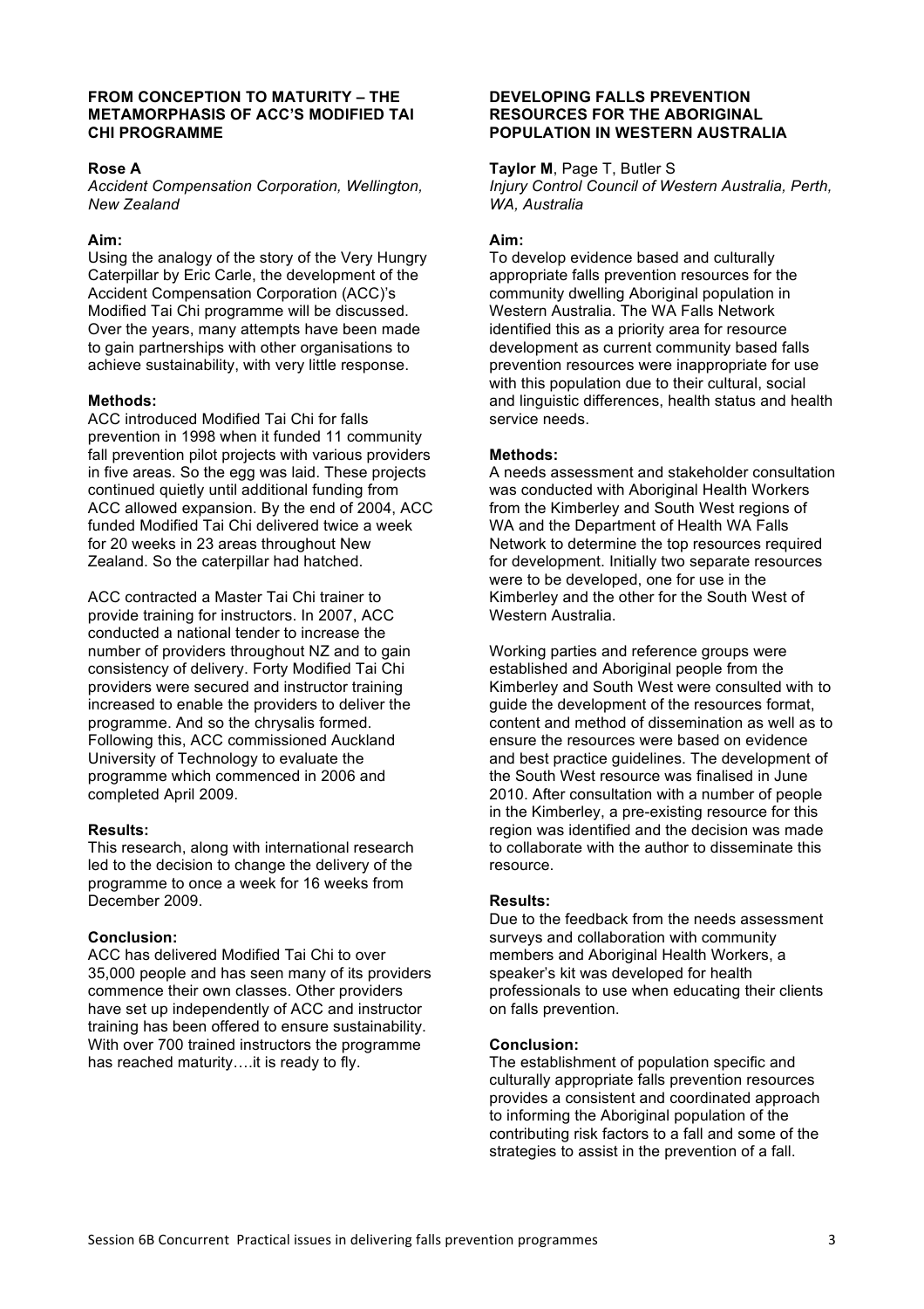## FROM CONCEPTION TO MATURITY – THE METAMORPHASIS OF ACC'S MODIFIED TAI CHI PROGRAMME

**Rose A**

*Accident Compensation Corporation, Wellington, New Zealand*

**Aim:**

Using the analogy of the story of the Very Hungry Caterpillar by Eric Carle, the development of the Accident Compensation Corporation (ACC)'s Modified Tai Chi programme will be discussed. Over the years, many attempts have been made to gain partnerships with other organisations to achieve sustainability, with very little response.

**Methods:**

ACC introduced Modified Tai Chi for falls prevention in 1998 when it funded 11 community fall prevention pilot projects with various providers in five areas. So the egg was laid. These projects continued quietly until additional funding from ACC allowed expansion. By the end of 2004, ACC funded Modified Tai Chi delivered twice a week for 20 weeks in 23 areas throughout New Zealand. So the caterpillar had hatched.

ACC contracted a Master Tai Chi trainer to provide training for instructors. In 2007, ACC conducted a national tender to increase the number of providers throughout NZ and to gain consistency of delivery. Forty Modified Tai Chi providers were secured and instructor training increased to enable the providers to deliver the programme. And so the chrysalis formed. Following this, ACC commissioned Auckland University of Technology to evaluate the programme which commenced in 2006 and completed April 2009.

**Results:**

This research, along with international research led to the decision to change the delivery of the programme to once a week for 16 weeks from December 2009.

**Conclusion:**

ACC has delivered Modified Tai Chi to over 35,000 people and has seen many of its providers commence their own classes. Other providers have set up independently of ACC and instructor training has been offered to ensure sustainability. With over 700 trained instructors the programme has reached maturity….it is ready to fly.

## DEVELOPING FALLS PREVENTION RESOURCES FOR THE ABORIGINAL POPULATION IN WESTERN AUSTRALIA

**Taylor M**, Page T, Butler S

*Injury Control Council of Western Australia, Perth, WA, Australia*

**Aim:**

To develop evidence based and culturally appropriate falls prevention resources for the community dwelling Aboriginal population in Western Australia. The WA Falls Network identified this as a priority area for resource development as current community based falls prevention resources were inappropriate for use with this population due to their cultural, social and linguistic differences, health status and health service needs.

**Methods:**

A needs assessment and stakeholder consultation was conducted with Aboriginal Health Workers from the Kimberley and South West regions of WA and the Department of Health WA Falls Network to determine the top resources required for development. Initially two separate resources were to be developed, one for use in the Kimberley and the other for the South West of Western Australia.

Working parties and reference groups were established and Aboriginal people from the Kimberley and South West were consulted with to guide the development of the resources format, content and method of dissemination as well as to ensure the resources were based on evidence and best practice guidelines. The development of the South West resource was finalised in June 2010. After consultation with a number of people in the Kimberley, a pre-existing resource for this region was identified and the decision was made to collaborate with the author to disseminate this resource.

**Results:**

Due to the feedback from the needs assessment surveys and collaboration with community members and Aboriginal Health Workers, a speaker's kit was developed for health professionals to use when educating their clients on falls prevention.

**Conclusion:**

The establishment of population specific and culturally appropriate falls prevention resources provides a consistent and coordinated approach to informing the Aboriginal population of the contributing risk factors to a fall and some of the strategies to assist in the prevention of a fall.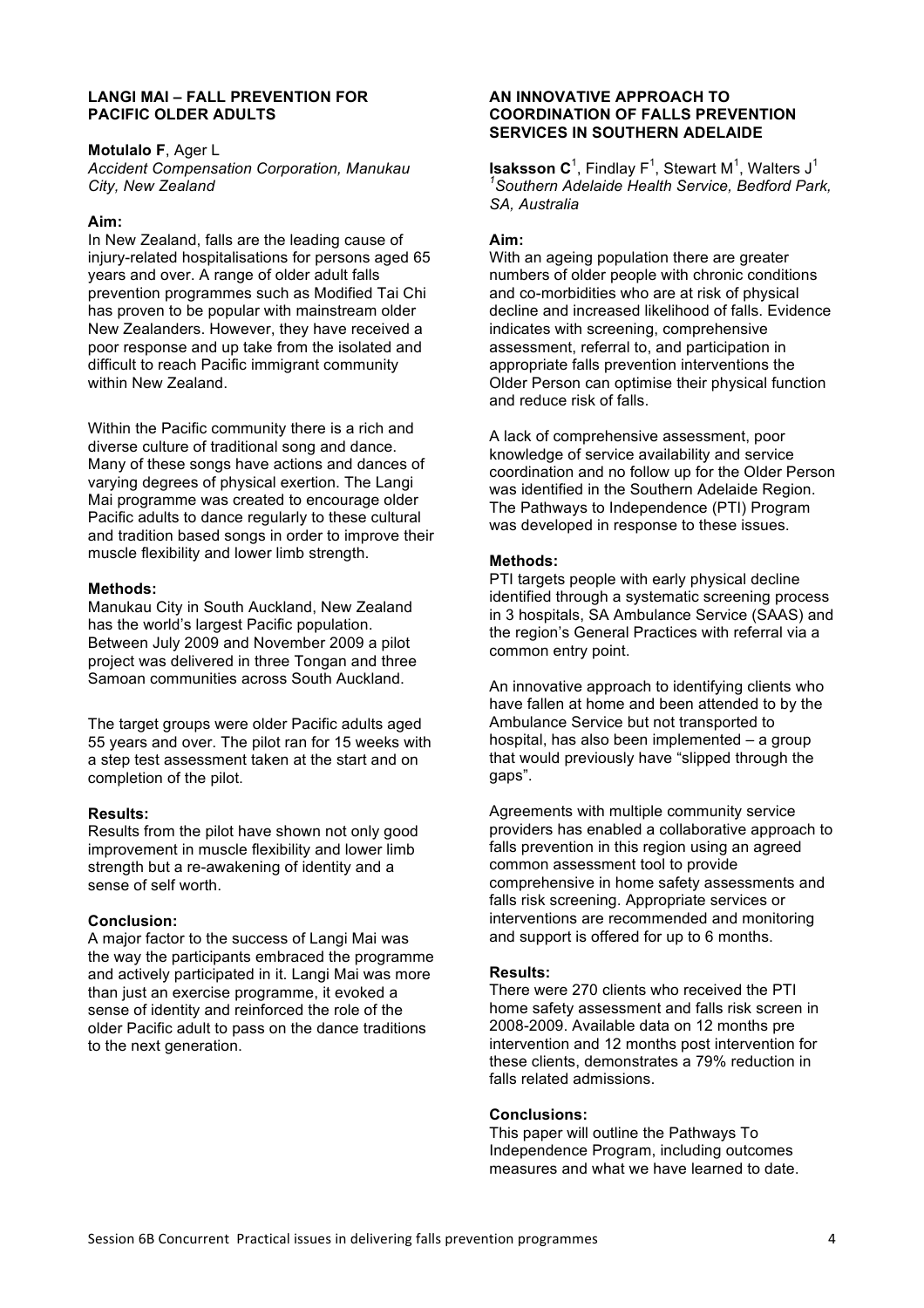## LANGI MAI – FALL PREVENTION FOR PACIFIC OLDER ADULTS

**Motulalo F**, Ager L

*Accident Compensation Corporation, Manukau City, New Zealand*

**Aim:**

In New Zealand, falls are the leading cause of injury-related hospitalisations for persons aged 65 years and over. A range of older adult falls prevention programmes such as Modified Tai Chi has proven to be popular with mainstream older New Zealanders. However, they have received a poor response and up take from the isolated and difficult to reach Pacific immigrant community within New Zealand.

Within the Pacific community there is a rich and diverse culture of traditional song and dance. Many of these songs have actions and dances of varying degrees of physical exertion. The Langi Mai programme was created to encourage older Pacific adults to dance regularly to these cultural and tradition based songs in order to improve their muscle flexibility and lower limb strength.

**Methods:**

Manukau City in South Auckland, New Zealand has the world's largest Pacific population. Between July 2009 and November 2009 a pilot project was delivered in three Tongan and three Samoan communities across South Auckland.

The target groups were older Pacific adults aged 55 years and over. The pilot ran for 15 weeks with a step test assessment taken at the start and on completion of the pilot.

**Results:**

Results from the pilot have shown not only good improvement in muscle flexibility and lower limb strength but a re-awakening of identity and a sense of self worth.

**Conclusion:**

A major factor to the success of Langi Mai was the way the participants embraced the programme and actively participated in it. Langi Mai was more than just an exercise programme, it evoked a sense of identity and reinforced the role of the older Pacific adult to pass on the dance traditions to the next generation.

## AN INNOVATIVE APPROACH TO COORDINATION OF FALLS PREVENTION SERVICES IN SOUTHERN ADELAIDE

**Isaksson C**[1], Findlay F[1], Stewart M[1], Walters J[1]

[1]*Southern Adelaide Health Service, Bedford Park, SA, Australia*

**Aim:**

With an ageing population there are greater numbers of older people with chronic conditions and co-morbidities who are at risk of physical decline and increased likelihood of falls. Evidence indicates with screening, comprehensive assessment, referral to, and participation in appropriate falls prevention interventions the Older Person can optimise their physical function and reduce risk of falls.

A lack of comprehensive assessment, poor knowledge of service availability and service coordination and no follow up for the Older Person was identified in the Southern Adelaide Region. The Pathways to Independence (PTI) Program was developed in response to these issues.

**Methods:**

PTI targets people with early physical decline identified through a systematic screening process in 3 hospitals, SA Ambulance Service (SAAS) and the region's General Practices with referral via a common entry point.

An innovative approach to identifying clients who have fallen at home and been attended to by the Ambulance Service but not transported to hospital, has also been implemented – a group that would previously have "slipped through the gaps".

Agreements with multiple community service providers has enabled a collaborative approach to falls prevention in this region using an agreed common assessment tool to provide comprehensive in home safety assessments and falls risk screening. Appropriate services or interventions are recommended and monitoring and support is offered for up to 6 months.

**Results:**

There were 270 clients who received the PTI home safety assessment and falls risk screen in 2008-2009. Available data on 12 months pre intervention and 12 months post intervention for these clients, demonstrates a 79% reduction in falls related admissions.

**Conclusions:**

This paper will outline the Pathways To Independence Program, including outcomes measures and what we have learned to date.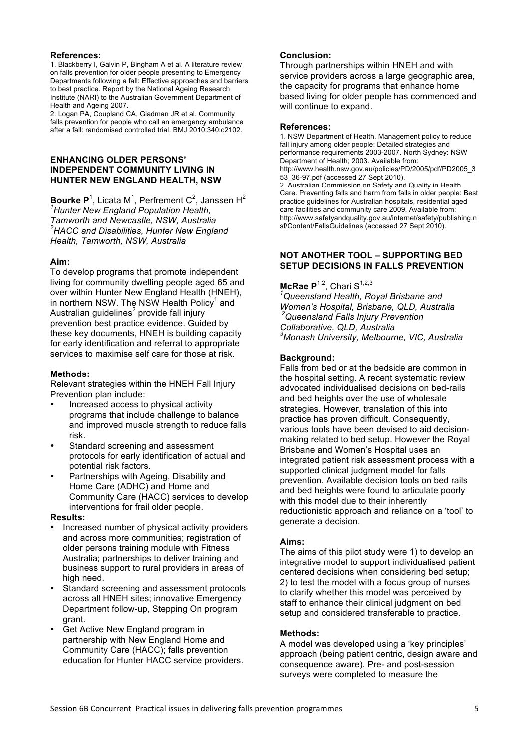**References:**

1. Blackberry I, Galvin P, Bingham A et al. A literature review on falls prevention for older people presenting to Emergency Departments following a fall: Effective approaches and barriers to best practice. Report by the National Ageing Research Institute (NARI) to the Australian Government Department of Health and Ageing 2007.
2. Logan PA, Coupland CA, Gladman JR et al. Community falls prevention for people who call an emergency ambulance after a fall: randomised controlled trial. BMJ 2010;340:c2102.

## ENHANCING OLDER PERSONS' INDEPENDENT COMMUNITY LIVING IN HUNTER NEW ENGLAND HEALTH, NSW

**Bourke P**[1], Licata M[1], Perfrement C[2], Janssen H[2]

[1]*Hunter New England Population Health, Tamworth and Newcastle, NSW, Australia*
[2]*HACC and Disabilities, Hunter New England Health, Tamworth, NSW, Australia*

**Aim:**

To develop programs that promote independent living for community dwelling people aged 65 and over within Hunter New England Health (HNEH), in northern NSW. The NSW Health Policy[1] and Australian guidelines[2] provide fall injury prevention best practice evidence. Guided by these key documents, HNEH is building capacity for early identification and referral to appropriate services to maximise self care for those at risk.

**Methods:**

Relevant strategies within the HNEH Fall Injury Prevention plan include:

- Increased access to physical activity programs that include challenge to balance and improved muscle strength to reduce falls risk.
- Standard screening and assessment protocols for early identification of actual and potential risk factors.
- Partnerships with Ageing, Disability and Home Care (ADHC) and Home and Community Care (HACC) services to develop interventions for frail older people.

**Results:**

- Increased number of physical activity providers and across more communities; registration of older persons training module with Fitness Australia; partnerships to deliver training and business support to rural providers in areas of high need.
- Standard screening and assessment protocols across all HNEH sites; innovative Emergency Department follow-up, Stepping On program grant.
- Get Active New England program in partnership with New England Home and Community Care (HACC); falls prevention education for Hunter HACC service providers.

**Conclusion:**

Through partnerships within HNEH and with service providers across a large geographic area, the capacity for programs that enhance home based living for older people has commenced and will continue to expand.

**References:**

1. NSW Department of Health. Management policy to reduce fall injury among older people: Detailed strategies and performance requirements 2003-2007. North Sydney: NSW Department of Health; 2003. Available from: http://www.health.nsw.gov.au/policies/PD/2005/pdf/PD2005_353_36-97.pdf (accessed 27 Sept 2010).
2. Australian Commission on Safety and Quality in Health Care. Preventing falls and harm from falls in older people: Best practice guidelines for Australian hospitals, residential aged care facilities and community care 2009. Available from: http://www.safetyandquality.gov.au/internet/safety/publishing.nsf/Content/FallsGuidelines (accessed 27 Sept 2010).

## NOT ANOTHER TOOL – SUPPORTING BED SETUP DECISIONS IN FALLS PREVENTION

**McRae P**[1,2], Chari S[1,2,3]

[1]*Queensland Health, Royal Brisbane and Women's Hospital, Brisbane, QLD, Australia*
[2]*Queensland Falls Injury Prevention Collaborative, QLD, Australia*
[3]*Monash University, Melbourne, VIC, Australia*

**Background:**

Falls from bed or at the bedside are common in the hospital setting. A recent systematic review advocated individualised decisions on bed-rails and bed heights over the use of wholesale strategies. However, translation of this into practice has proven difficult. Consequently, various tools have been devised to aid decision-making related to bed setup. However the Royal Brisbane and Women's Hospital uses an integrated patient risk assessment process with a supported clinical judgment model for falls prevention. Available decision tools on bed rails and bed heights were found to articulate poorly with this model due to their inherently reductionistic approach and reliance on a 'tool' to generate a decision.

**Aims:**

The aims of this pilot study were 1) to develop an integrative model to support individualised patient centered decisions when considering bed setup; 2) to test the model with a focus group of nurses to clarify whether this model was perceived by staff to enhance their clinical judgment on bed setup and considered transferable to practice.

**Methods:**

A model was developed using a 'key principles' approach (being patient centric, design aware and consequence aware). Pre- and post-session surveys were completed to measure the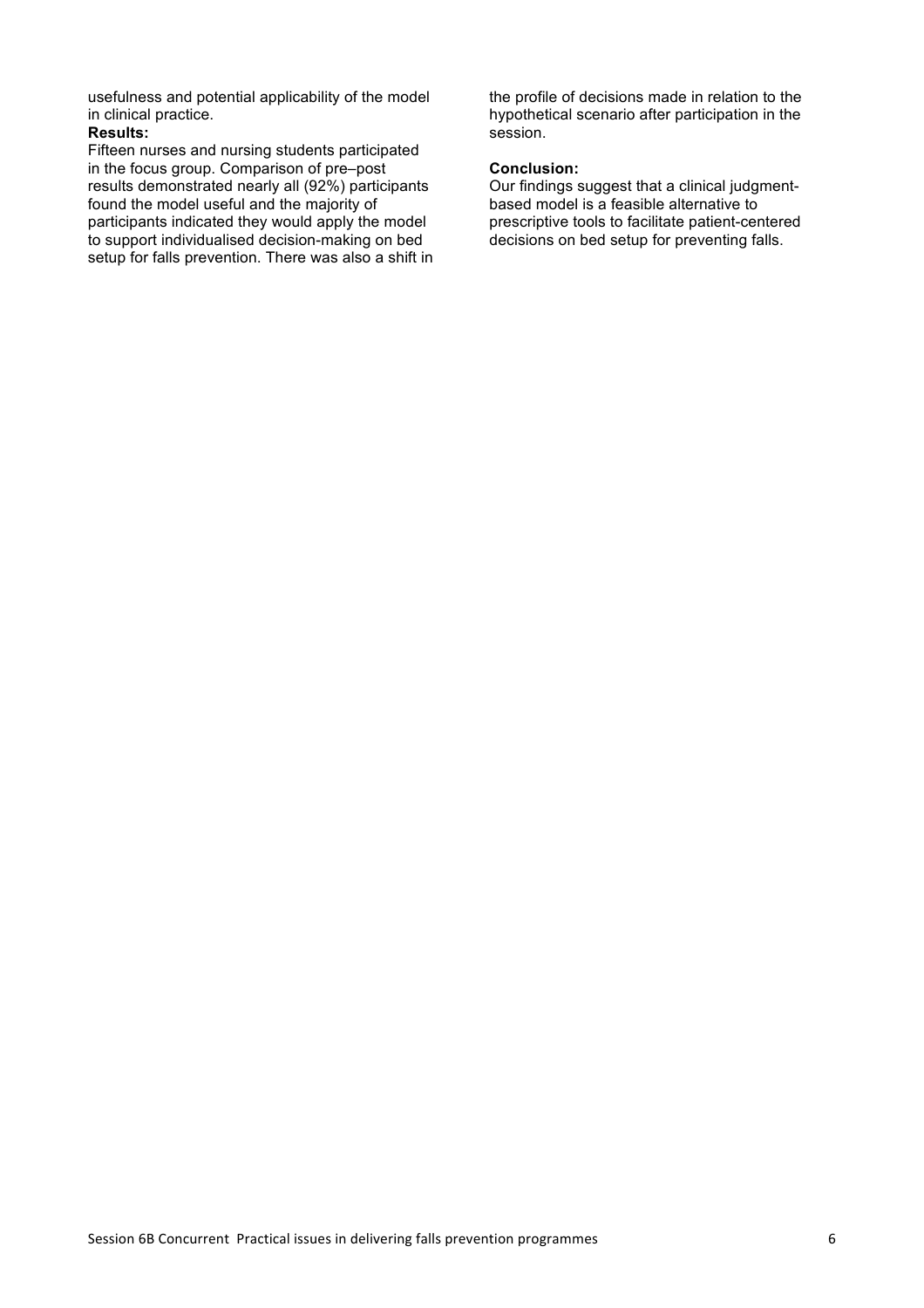usefulness and potential applicability of the model in clinical practice.

**Results:**

Fifteen nurses and nursing students participated in the focus group. Comparison of pre–post results demonstrated nearly all (92%) participants found the model useful and the majority of participants indicated they would apply the model to support individualised decision-making on bed setup for falls prevention. There was also a shift in the profile of decisions made in relation to the hypothetical scenario after participation in the session.

**Conclusion:**

Our findings suggest that a clinical judgment-based model is a feasible alternative to prescriptive tools to facilitate patient-centered decisions on bed setup for preventing falls.